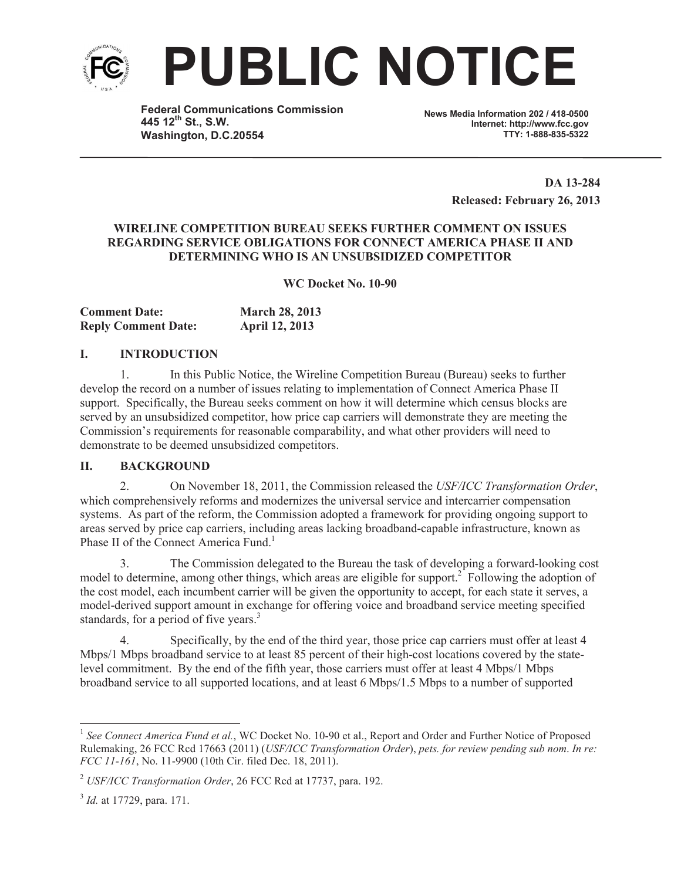# PUBLIC NOTICE

**Federal Communications Commission**
**445 12th St., S.W.**
**Washington, D.C.20554**

**News Media Information 202 / 418-0500**
**Internet: http://www.fcc.gov**
**TTY: 1-888-835-5322**

**DA 13-284**
**Released: February 26, 2013**

**WIRELINE COMPETITION BUREAU SEEKS FURTHER COMMENT ON ISSUES REGARDING SERVICE OBLIGATIONS FOR CONNECT AMERICA PHASE II AND DETERMINING WHO IS AN UNSUBSIDIZED COMPETITOR**

**WC Docket No. 10-90**

| | |
|---|---|
| **Comment Date:** | **March 28, 2013** |
| **Reply Comment Date:** | **April 12, 2013** |

## I. INTRODUCTION

1. In this Public Notice, the Wireline Competition Bureau (Bureau) seeks to further develop the record on a number of issues relating to implementation of Connect America Phase II support. Specifically, the Bureau seeks comment on how it will determine which census blocks are served by an unsubsidized competitor, how price cap carriers will demonstrate they are meeting the Commission's requirements for reasonable comparability, and what other providers will need to demonstrate to be deemed unsubsidized competitors.

## II. BACKGROUND

2. On November 18, 2011, the Commission released the *USF/ICC Transformation Order*, which comprehensively reforms and modernizes the universal service and intercarrier compensation systems. As part of the reform, the Commission adopted a framework for providing ongoing support to areas served by price cap carriers, including areas lacking broadband-capable infrastructure, known as Phase II of the Connect America Fund.[1]

3. The Commission delegated to the Bureau the task of developing a forward-looking cost model to determine, among other things, which areas are eligible for support.[2] Following the adoption of the cost model, each incumbent carrier will be given the opportunity to accept, for each state it serves, a model-derived support amount in exchange for offering voice and broadband service meeting specified standards, for a period of five years.[3]

4. Specifically, by the end of the third year, those price cap carriers must offer at least 4 Mbps/1 Mbps broadband service to at least 85 percent of their high-cost locations covered by the state-level commitment. By the end of the fifth year, those carriers must offer at least 4 Mbps/1 Mbps broadband service to all supported locations, and at least 6 Mbps/1.5 Mbps to a number of supported

---

[1] *See Connect America Fund et al.*, WC Docket No. 10-90 et al., Report and Order and Further Notice of Proposed Rulemaking, 26 FCC Rcd 17663 (2011) (*USF/ICC Transformation Order*), *pets. for review pending sub nom*. *In re: FCC 11-161*, No. 11-9900 (10th Cir. filed Dec. 18, 2011).

[2] *USF/ICC Transformation Order*, 26 FCC Rcd at 17737, para. 192.

[3] *Id.* at 17729, para. 171.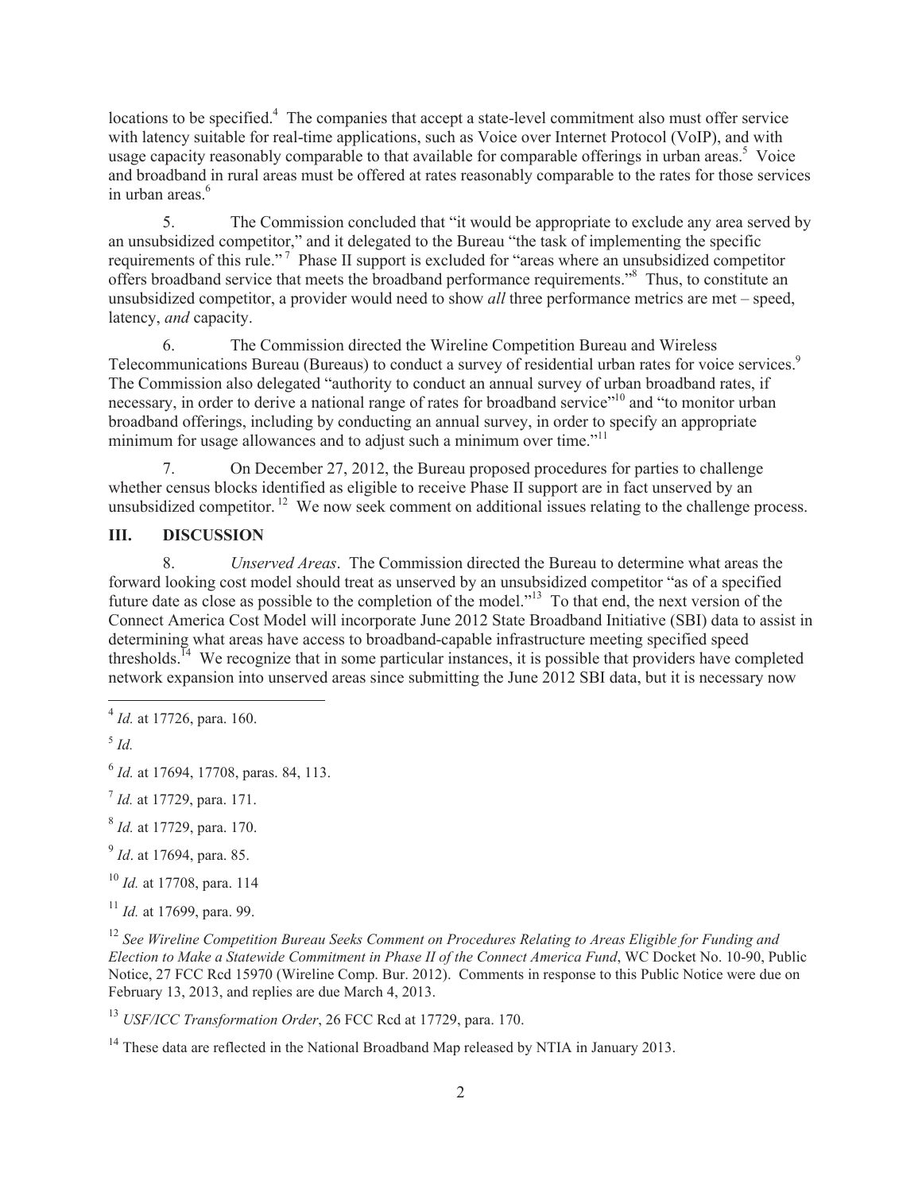locations to be specified.[4] The companies that accept a state-level commitment also must offer service with latency suitable for real-time applications, such as Voice over Internet Protocol (VoIP), and with usage capacity reasonably comparable to that available for comparable offerings in urban areas.[5] Voice and broadband in rural areas must be offered at rates reasonably comparable to the rates for those services in urban areas.[6]

5. The Commission concluded that "it would be appropriate to exclude any area served by an unsubsidized competitor," and it delegated to the Bureau "the task of implementing the specific requirements of this rule."[7] Phase II support is excluded for "areas where an unsubsidized competitor offers broadband service that meets the broadband performance requirements."[8] Thus, to constitute an unsubsidized competitor, a provider would need to show *all* three performance metrics are met – speed, latency, *and* capacity.

6. The Commission directed the Wireline Competition Bureau and Wireless Telecommunications Bureau (Bureaus) to conduct a survey of residential urban rates for voice services.[9] The Commission also delegated "authority to conduct an annual survey of urban broadband rates, if necessary, in order to derive a national range of rates for broadband service"[10] and "to monitor urban broadband offerings, including by conducting an annual survey, in order to specify an appropriate minimum for usage allowances and to adjust such a minimum over time."[11]

7. On December 27, 2012, the Bureau proposed procedures for parties to challenge whether census blocks identified as eligible to receive Phase II support are in fact unserved by an unsubsidized competitor.[12] We now seek comment on additional issues relating to the challenge process.

## III. DISCUSSION

8. *Unserved Areas*. The Commission directed the Bureau to determine what areas the forward looking cost model should treat as unserved by an unsubsidized competitor "as of a specified future date as close as possible to the completion of the model."[13] To that end, the next version of the Connect America Cost Model will incorporate June 2012 State Broadband Initiative (SBI) data to assist in determining what areas have access to broadband-capable infrastructure meeting specified speed thresholds.[14] We recognize that in some particular instances, it is possible that providers have completed network expansion into unserved areas since submitting the June 2012 SBI data, but it is necessary now

---

[4] *Id.* at 17726, para. 160.

[5] *Id.*

[6] *Id.* at 17694, 17708, paras. 84, 113.

[7] *Id.* at 17729, para. 171.

[8] *Id.* at 17729, para. 170.

[9] *Id*. at 17694, para. 85.

[10] *Id.* at 17708, para. 114

[11] *Id.* at 17699, para. 99.

[12] *See Wireline Competition Bureau Seeks Comment on Procedures Relating to Areas Eligible for Funding and Election to Make a Statewide Commitment in Phase II of the Connect America Fund*, WC Docket No. 10-90, Public Notice, 27 FCC Rcd 15970 (Wireline Comp. Bur. 2012). Comments in response to this Public Notice were due on February 13, 2013, and replies are due March 4, 2013.

[13] *USF/ICC Transformation Order*, 26 FCC Rcd at 17729, para. 170.

[14] These data are reflected in the National Broadband Map released by NTIA in January 2013.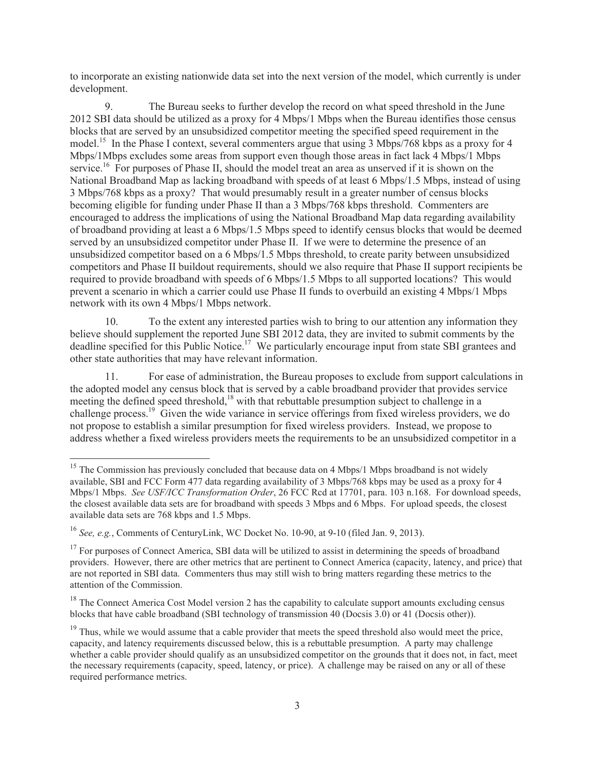to incorporate an existing nationwide data set into the next version of the model, which currently is under development.

9. The Bureau seeks to further develop the record on what speed threshold in the June 2012 SBI data should be utilized as a proxy for 4 Mbps/1 Mbps when the Bureau identifies those census blocks that are served by an unsubsidized competitor meeting the specified speed requirement in the model.[15] In the Phase I context, several commenters argue that using 3 Mbps/768 kbps as a proxy for 4 Mbps/1Mbps excludes some areas from support even though those areas in fact lack 4 Mbps/1 Mbps service.[16] For purposes of Phase II, should the model treat an area as unserved if it is shown on the National Broadband Map as lacking broadband with speeds of at least 6 Mbps/1.5 Mbps, instead of using 3 Mbps/768 kbps as a proxy? That would presumably result in a greater number of census blocks becoming eligible for funding under Phase II than a 3 Mbps/768 kbps threshold. Commenters are encouraged to address the implications of using the National Broadband Map data regarding availability of broadband providing at least a 6 Mbps/1.5 Mbps speed to identify census blocks that would be deemed served by an unsubsidized competitor under Phase II. If we were to determine the presence of an unsubsidized competitor based on a 6 Mbps/1.5 Mbps threshold, to create parity between unsubsidized competitors and Phase II buildout requirements, should we also require that Phase II support recipients be required to provide broadband with speeds of 6 Mbps/1.5 Mbps to all supported locations? This would prevent a scenario in which a carrier could use Phase II funds to overbuild an existing 4 Mbps/1 Mbps network with its own 4 Mbps/1 Mbps network.

10. To the extent any interested parties wish to bring to our attention any information they believe should supplement the reported June SBI 2012 data, they are invited to submit comments by the deadline specified for this Public Notice.[17] We particularly encourage input from state SBI grantees and other state authorities that may have relevant information.

11. For ease of administration, the Bureau proposes to exclude from support calculations in the adopted model any census block that is served by a cable broadband provider that provides service meeting the defined speed threshold,[18] with that rebuttable presumption subject to challenge in a challenge process.[19] Given the wide variance in service offerings from fixed wireless providers, we do not propose to establish a similar presumption for fixed wireless providers. Instead, we propose to address whether a fixed wireless providers meets the requirements to be an unsubsidized competitor in a

---

[15] The Commission has previously concluded that because data on 4 Mbps/1 Mbps broadband is not widely available, SBI and FCC Form 477 data regarding availability of 3 Mbps/768 kbps may be used as a proxy for 4 Mbps/1 Mbps. *See USF/ICC Transformation Order*, 26 FCC Rcd at 17701, para. 103 n.168. For download speeds, the closest available data sets are for broadband with speeds 3 Mbps and 6 Mbps. For upload speeds, the closest available data sets are 768 kbps and 1.5 Mbps.

[16] *See, e.g.*, Comments of CenturyLink, WC Docket No. 10-90, at 9-10 (filed Jan. 9, 2013).

[17] For purposes of Connect America, SBI data will be utilized to assist in determining the speeds of broadband providers. However, there are other metrics that are pertinent to Connect America (capacity, latency, and price) that are not reported in SBI data. Commenters thus may still wish to bring matters regarding these metrics to the attention of the Commission.

[18] The Connect America Cost Model version 2 has the capability to calculate support amounts excluding census blocks that have cable broadband (SBI technology of transmission 40 (Docsis 3.0) or 41 (Docsis other)).

[19] Thus, while we would assume that a cable provider that meets the speed threshold also would meet the price, capacity, and latency requirements discussed below, this is a rebuttable presumption. A party may challenge whether a cable provider should qualify as an unsubsidized competitor on the grounds that it does not, in fact, meet the necessary requirements (capacity, speed, latency, or price). A challenge may be raised on any or all of these required performance metrics.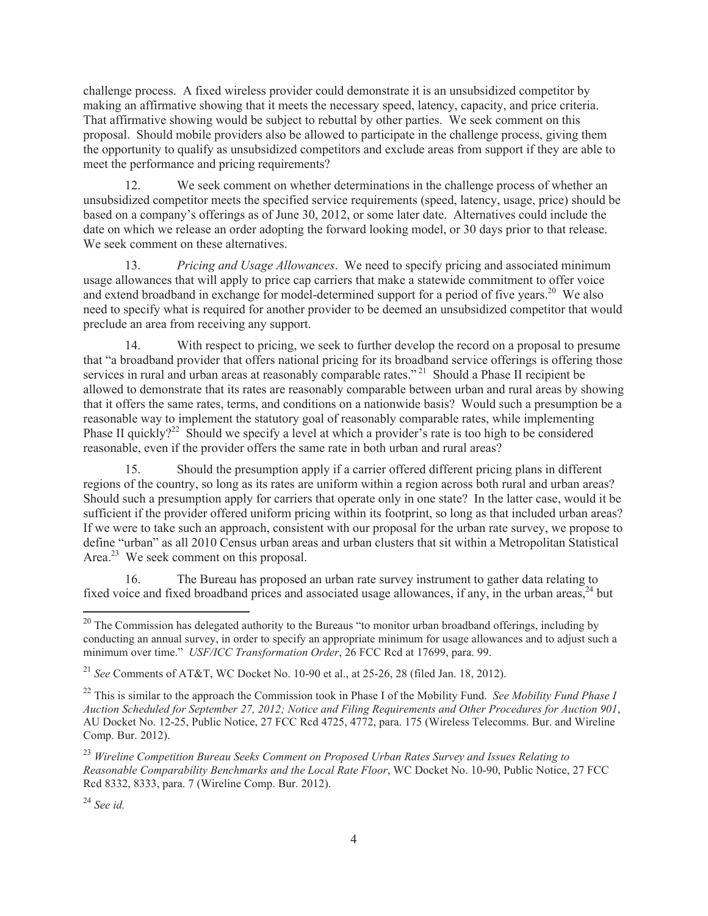challenge process. A fixed wireless provider could demonstrate it is an unsubsidized competitor by making an affirmative showing that it meets the necessary speed, latency, capacity, and price criteria. That affirmative showing would be subject to rebuttal by other parties. We seek comment on this proposal. Should mobile providers also be allowed to participate in the challenge process, giving them the opportunity to qualify as unsubsidized competitors and exclude areas from support if they are able to meet the performance and pricing requirements?

12. We seek comment on whether determinations in the challenge process of whether an unsubsidized competitor meets the specified service requirements (speed, latency, usage, price) should be based on a company's offerings as of June 30, 2012, or some later date. Alternatives could include the date on which we release an order adopting the forward looking model, or 30 days prior to that release. We seek comment on these alternatives.

13. *Pricing and Usage Allowances*. We need to specify pricing and associated minimum usage allowances that will apply to price cap carriers that make a statewide commitment to offer voice and extend broadband in exchange for model-determined support for a period of five years.[20] We also need to specify what is required for another provider to be deemed an unsubsidized competitor that would preclude an area from receiving any support.

14. With respect to pricing, we seek to further develop the record on a proposal to presume that "a broadband provider that offers national pricing for its broadband service offerings is offering those services in rural and urban areas at reasonably comparable rates."[21] Should a Phase II recipient be allowed to demonstrate that its rates are reasonably comparable between urban and rural areas by showing that it offers the same rates, terms, and conditions on a nationwide basis? Would such a presumption be a reasonable way to implement the statutory goal of reasonably comparable rates, while implementing Phase II quickly?[22] Should we specify a level at which a provider's rate is too high to be considered reasonable, even if the provider offers the same rate in both urban and rural areas?

15. Should the presumption apply if a carrier offered different pricing plans in different regions of the country, so long as its rates are uniform within a region across both rural and urban areas? Should such a presumption apply for carriers that operate only in one state? In the latter case, would it be sufficient if the provider offered uniform pricing within its footprint, so long as that included urban areas? If we were to take such an approach, consistent with our proposal for the urban rate survey, we propose to define "urban" as all 2010 Census urban areas and urban clusters that sit within a Metropolitan Statistical Area.[23] We seek comment on this proposal.

16. The Bureau has proposed an urban rate survey instrument to gather data relating to fixed voice and fixed broadband prices and associated usage allowances, if any, in the urban areas,[24] but

---

[20] The Commission has delegated authority to the Bureaus "to monitor urban broadband offerings, including by conducting an annual survey, in order to specify an appropriate minimum for usage allowances and to adjust such a minimum over time." *USF/ICC Transformation Order*, 26 FCC Rcd at 17699, para. 99.

[21] *See* Comments of AT&T, WC Docket No. 10-90 et al., at 25-26, 28 (filed Jan. 18, 2012).

[22] This is similar to the approach the Commission took in Phase I of the Mobility Fund. *See Mobility Fund Phase I Auction Scheduled for September 27, 2012; Notice and Filing Requirements and Other Procedures for Auction 901*, AU Docket No. 12-25, Public Notice, 27 FCC Rcd 4725, 4772, para. 175 (Wireless Telecomms. Bur. and Wireline Comp. Bur. 2012).

[23] *Wireline Competition Bureau Seeks Comment on Proposed Urban Rates Survey and Issues Relating to Reasonable Comparability Benchmarks and the Local Rate Floor*, WC Docket No. 10-90, Public Notice, 27 FCC Rcd 8332, 8333, para. 7 (Wireline Comp. Bur. 2012).

[24] *See id.*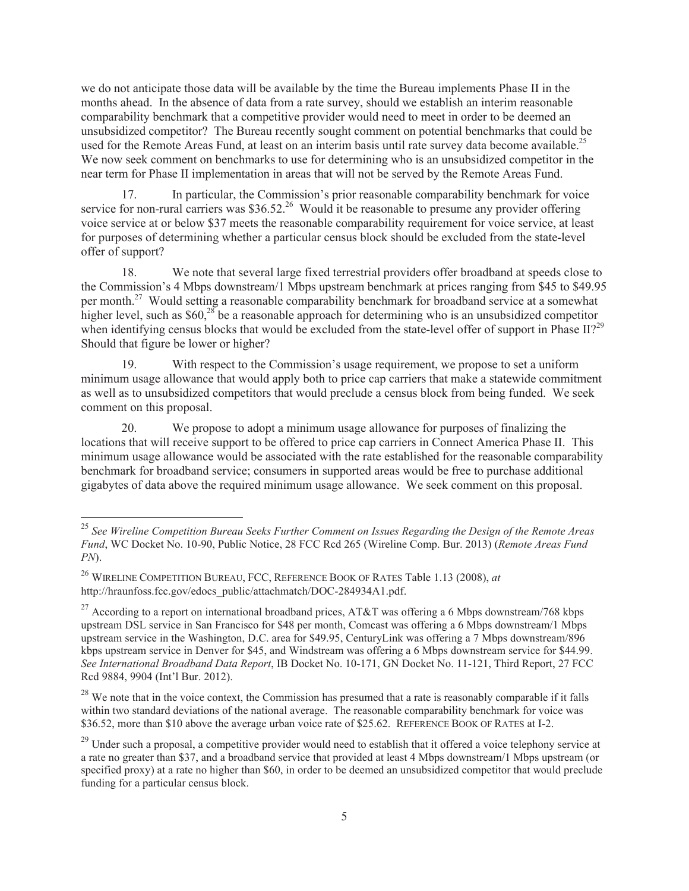we do not anticipate those data will be available by the time the Bureau implements Phase II in the months ahead. In the absence of data from a rate survey, should we establish an interim reasonable comparability benchmark that a competitive provider would need to meet in order to be deemed an unsubsidized competitor? The Bureau recently sought comment on potential benchmarks that could be used for the Remote Areas Fund, at least on an interim basis until rate survey data become available.[25] We now seek comment on benchmarks to use for determining who is an unsubsidized competitor in the near term for Phase II implementation in areas that will not be served by the Remote Areas Fund.

17. In particular, the Commission's prior reasonable comparability benchmark for voice service for non-rural carriers was $36.52.[26] Would it be reasonable to presume any provider offering voice service at or below $37 meets the reasonable comparability requirement for voice service, at least for purposes of determining whether a particular census block should be excluded from the state-level offer of support?

18. We note that several large fixed terrestrial providers offer broadband at speeds close to the Commission's 4 Mbps downstream/1 Mbps upstream benchmark at prices ranging from $45 to $49.95 per month.[27] Would setting a reasonable comparability benchmark for broadband service at a somewhat higher level, such as $60,[28] be a reasonable approach for determining who is an unsubsidized competitor when identifying census blocks that would be excluded from the state-level offer of support in Phase II?[29] Should that figure be lower or higher?

19. With respect to the Commission's usage requirement, we propose to set a uniform minimum usage allowance that would apply both to price cap carriers that make a statewide commitment as well as to unsubsidized competitors that would preclude a census block from being funded. We seek comment on this proposal.

20. We propose to adopt a minimum usage allowance for purposes of finalizing the locations that will receive support to be offered to price cap carriers in Connect America Phase II. This minimum usage allowance would be associated with the rate established for the reasonable comparability benchmark for broadband service; consumers in supported areas would be free to purchase additional gigabytes of data above the required minimum usage allowance. We seek comment on this proposal.

---

[25] *See Wireline Competition Bureau Seeks Further Comment on Issues Regarding the Design of the Remote Areas Fund*, WC Docket No. 10-90, Public Notice, 28 FCC Rcd 265 (Wireline Comp. Bur. 2013) (*Remote Areas Fund PN*).

[26] WIRELINE COMPETITION BUREAU, FCC, REFERENCE BOOK OF RATES Table 1.13 (2008), *at* http://hraunfoss.fcc.gov/edocs_public/attachmatch/DOC-284934A1.pdf.

[27] According to a report on international broadband prices, AT&T was offering a 6 Mbps downstream/768 kbps upstream DSL service in San Francisco for $48 per month, Comcast was offering a 6 Mbps downstream/1 Mbps upstream service in the Washington, D.C. area for $49.95, CenturyLink was offering a 7 Mbps downstream/896 kbps upstream service in Denver for $45, and Windstream was offering a 6 Mbps downstream service for $44.99. *See International Broadband Data Report*, IB Docket No. 10-171, GN Docket No. 11-121, Third Report, 27 FCC Rcd 9884, 9904 (Int'l Bur. 2012).

[28] We note that in the voice context, the Commission has presumed that a rate is reasonably comparable if it falls within two standard deviations of the national average. The reasonable comparability benchmark for voice was $36.52, more than $10 above the average urban voice rate of $25.62. REFERENCE BOOK OF RATES at I-2.

[29] Under such a proposal, a competitive provider would need to establish that it offered a voice telephony service at a rate no greater than $37, and a broadband service that provided at least 4 Mbps downstream/1 Mbps upstream (or specified proxy) at a rate no higher than $60, in order to be deemed an unsubsidized competitor that would preclude funding for a particular census block.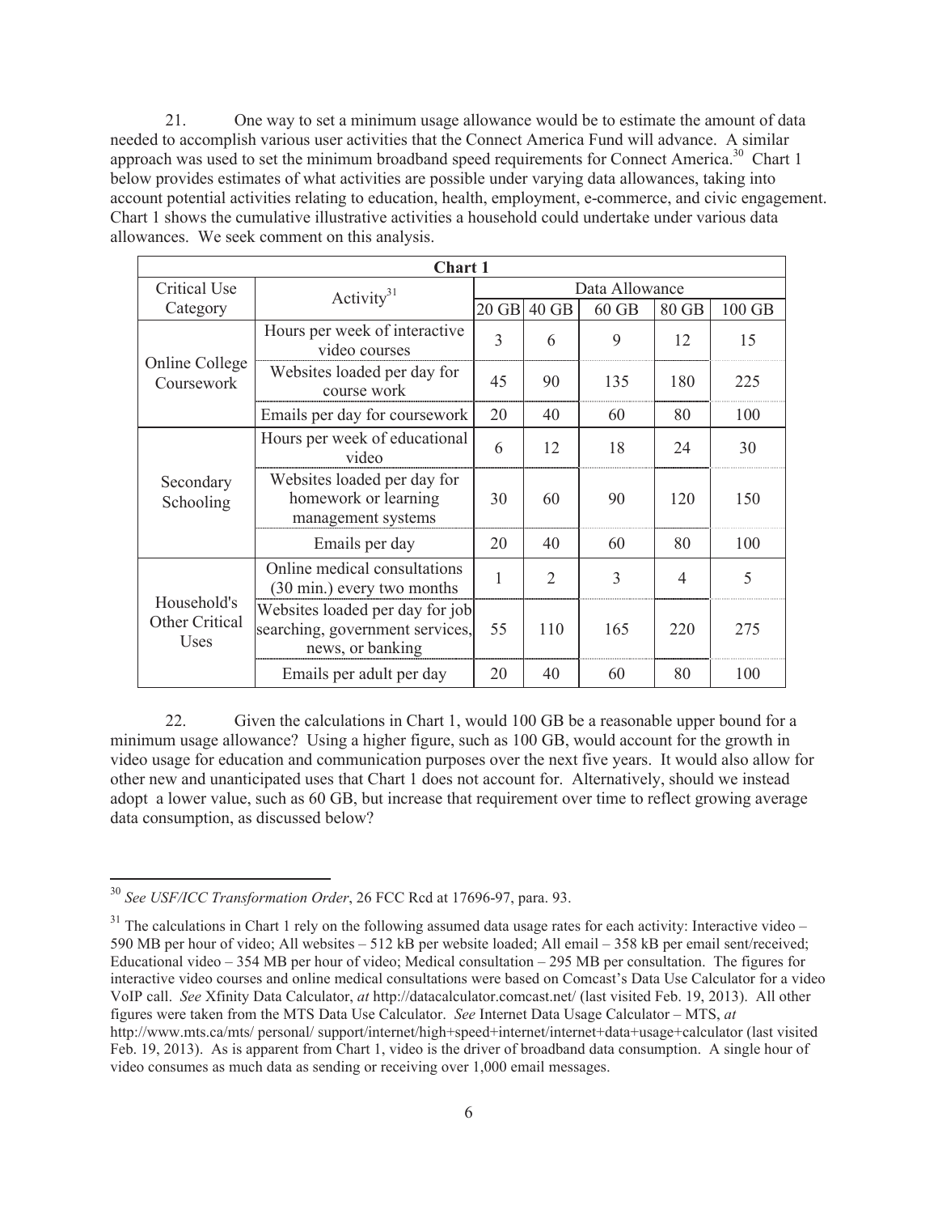21. One way to set a minimum usage allowance would be to estimate the amount of data needed to accomplish various user activities that the Connect America Fund will advance. A similar approach was used to set the minimum broadband speed requirements for Connect America.[30] Chart 1 below provides estimates of what activities are possible under varying data allowances, taking into account potential activities relating to education, health, employment, e-commerce, and civic engagement. Chart 1 shows the cumulative illustrative activities a household could undertake under various data allowances. We seek comment on this analysis.

| **Chart 1** | | | | | | |
|---|---|---|---|---|---|---|
| Critical Use Category | Activity[31] | Data Allowance | | | | |
| | | 20 GB | 40 GB | 60 GB | 80 GB | 100 GB |
| Online College Coursework | Hours per week of interactive video courses | 3 | 6 | 9 | 12 | 15 |
| | Websites loaded per day for course work | 45 | 90 | 135 | 180 | 225 |
| | Emails per day for coursework | 20 | 40 | 60 | 80 | 100 |
| Secondary Schooling | Hours per week of educational video | 6 | 12 | 18 | 24 | 30 |
| | Websites loaded per day for homework or learning management systems | 30 | 60 | 90 | 120 | 150 |
| | Emails per day | 20 | 40 | 60 | 80 | 100 |
| Household's Other Critical Uses | Online medical consultations (30 min.) every two months | 1 | 2 | 3 | 4 | 5 |
| | Websites loaded per day for job searching, government services, news, or banking | 55 | 110 | 165 | 220 | 275 |
| | Emails per adult per day | 20 | 40 | 60 | 80 | 100 |

22. Given the calculations in Chart 1, would 100 GB be a reasonable upper bound for a minimum usage allowance? Using a higher figure, such as 100 GB, would account for the growth in video usage for education and communication purposes over the next five years. It would also allow for other new and unanticipated uses that Chart 1 does not account for. Alternatively, should we instead adopt a lower value, such as 60 GB, but increase that requirement over time to reflect growing average data consumption, as discussed below?

---

[30] *See USF/ICC Transformation Order*, 26 FCC Rcd at 17696-97, para. 93.

[31] The calculations in Chart 1 rely on the following assumed data usage rates for each activity: Interactive video – 590 MB per hour of video; All websites – 512 kB per website loaded; All email – 358 kB per email sent/received; Educational video – 354 MB per hour of video; Medical consultation – 295 MB per consultation. The figures for interactive video courses and online medical consultations were based on Comcast's Data Use Calculator for a video VoIP call. *See* Xfinity Data Calculator, *at* http://datacalculator.comcast.net/ (last visited Feb. 19, 2013). All other figures were taken from the MTS Data Use Calculator. *See* Internet Data Usage Calculator – MTS, *at* http://www.mts.ca/mts/ personal/ support/internet/high+speed+internet/internet+data+usage+calculator (last visited Feb. 19, 2013). As is apparent from Chart 1, video is the driver of broadband data consumption. A single hour of video consumes as much data as sending or receiving over 1,000 email messages.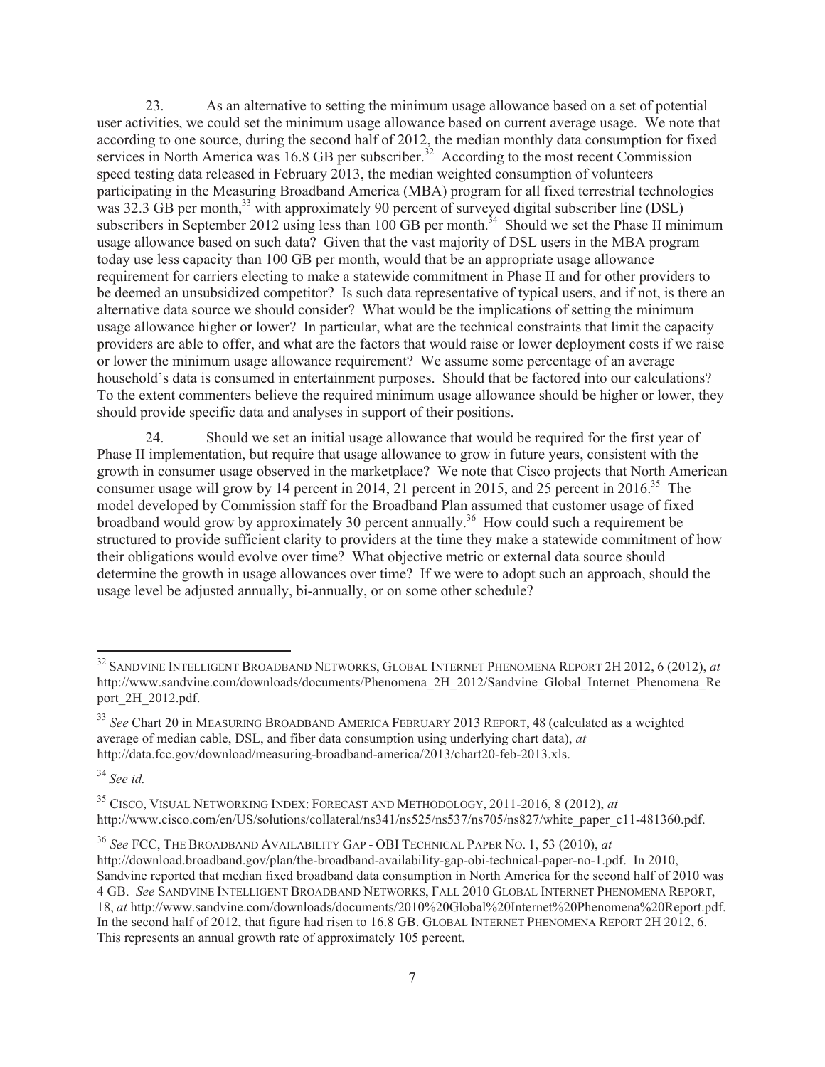23. As an alternative to setting the minimum usage allowance based on a set of potential user activities, we could set the minimum usage allowance based on current average usage. We note that according to one source, during the second half of 2012, the median monthly data consumption for fixed services in North America was 16.8 GB per subscriber.[32] According to the most recent Commission speed testing data released in February 2013, the median weighted consumption of volunteers participating in the Measuring Broadband America (MBA) program for all fixed terrestrial technologies was 32.3 GB per month,[33] with approximately 90 percent of surveyed digital subscriber line (DSL) subscribers in September 2012 using less than 100 GB per month.[34] Should we set the Phase II minimum usage allowance based on such data? Given that the vast majority of DSL users in the MBA program today use less capacity than 100 GB per month, would that be an appropriate usage allowance requirement for carriers electing to make a statewide commitment in Phase II and for other providers to be deemed an unsubsidized competitor? Is such data representative of typical users, and if not, is there an alternative data source we should consider? What would be the implications of setting the minimum usage allowance higher or lower? In particular, what are the technical constraints that limit the capacity providers are able to offer, and what are the factors that would raise or lower deployment costs if we raise or lower the minimum usage allowance requirement? We assume some percentage of an average household's data is consumed in entertainment purposes. Should that be factored into our calculations? To the extent commenters believe the required minimum usage allowance should be higher or lower, they should provide specific data and analyses in support of their positions.

24. Should we set an initial usage allowance that would be required for the first year of Phase II implementation, but require that usage allowance to grow in future years, consistent with the growth in consumer usage observed in the marketplace? We note that Cisco projects that North American consumer usage will grow by 14 percent in 2014, 21 percent in 2015, and 25 percent in 2016.[35] The model developed by Commission staff for the Broadband Plan assumed that customer usage of fixed broadband would grow by approximately 30 percent annually.[36] How could such a requirement be structured to provide sufficient clarity to providers at the time they make a statewide commitment of how their obligations would evolve over time? What objective metric or external data source should determine the growth in usage allowances over time? If we were to adopt such an approach, should the usage level be adjusted annually, bi-annually, or on some other schedule?

---

[32] SANDVINE INTELLIGENT BROADBAND NETWORKS, GLOBAL INTERNET PHENOMENA REPORT 2H 2012, 6 (2012), *at* http://www.sandvine.com/downloads/documents/Phenomena_2H_2012/Sandvine_Global_Internet_Phenomena_Report_2H_2012.pdf.

[33] *See* Chart 20 in MEASURING BROADBAND AMERICA FEBRUARY 2013 REPORT, 48 (calculated as a weighted average of median cable, DSL, and fiber data consumption using underlying chart data), *at* http://data.fcc.gov/download/measuring-broadband-america/2013/chart20-feb-2013.xls.

[34] *See id.*

[35] CISCO, VISUAL NETWORKING INDEX: FORECAST AND METHODOLOGY, 2011-2016, 8 (2012), *at* http://www.cisco.com/en/US/solutions/collateral/ns341/ns525/ns537/ns705/ns827/white_paper_c11-481360.pdf.

[36] *See* FCC, THE BROADBAND AVAILABILITY GAP - OBI TECHNICAL PAPER NO. 1, 53 (2010), *at* http://download.broadband.gov/plan/the-broadband-availability-gap-obi-technical-paper-no-1.pdf. In 2010, Sandvine reported that median fixed broadband data consumption in North America for the second half of 2010 was 4 GB. *See* SANDVINE INTELLIGENT BROADBAND NETWORKS, FALL 2010 GLOBAL INTERNET PHENOMENA REPORT, 18, *at* http://www.sandvine.com/downloads/documents/2010%20Global%20Internet%20Phenomena%20Report.pdf. In the second half of 2012, that figure had risen to 16.8 GB. GLOBAL INTERNET PHENOMENA REPORT 2H 2012, 6. This represents an annual growth rate of approximately 105 percent.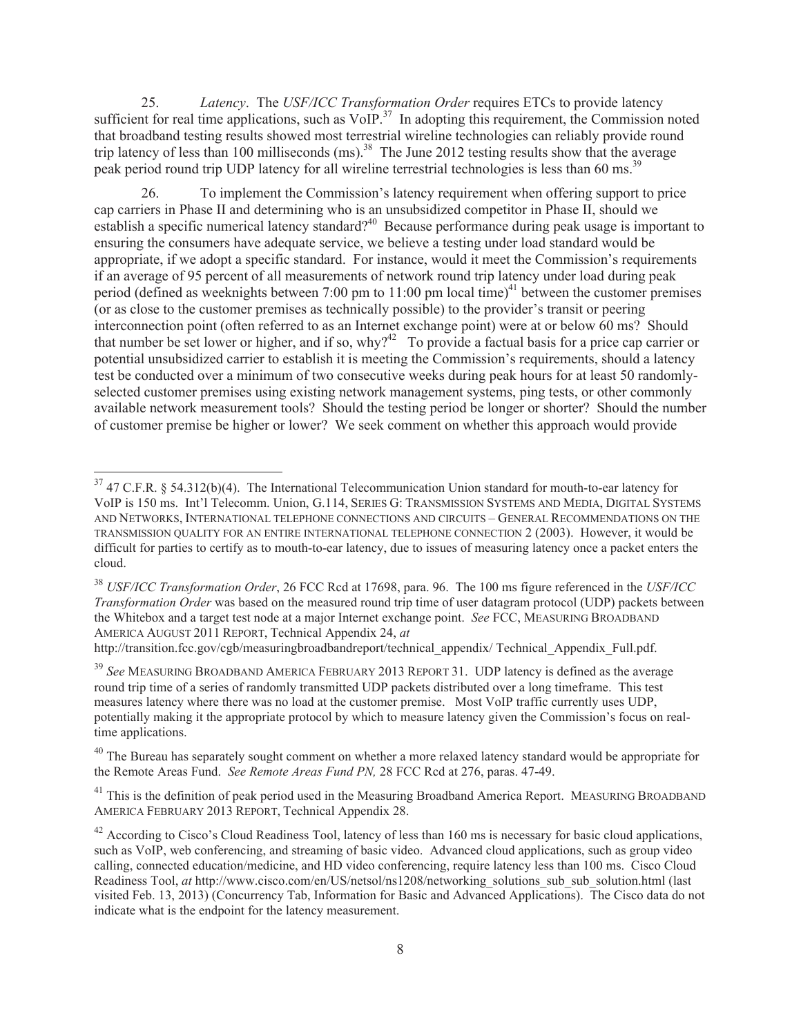25. *Latency*. The *USF/ICC Transformation Order* requires ETCs to provide latency sufficient for real time applications, such as VoIP.[37] In adopting this requirement, the Commission noted that broadband testing results showed most terrestrial wireline technologies can reliably provide round trip latency of less than 100 milliseconds (ms).[38] The June 2012 testing results show that the average peak period round trip UDP latency for all wireline terrestrial technologies is less than 60 ms.[39]

26. To implement the Commission's latency requirement when offering support to price cap carriers in Phase II and determining who is an unsubsidized competitor in Phase II, should we establish a specific numerical latency standard?[40] Because performance during peak usage is important to ensuring the consumers have adequate service, we believe a testing under load standard would be appropriate, if we adopt a specific standard. For instance, would it meet the Commission's requirements if an average of 95 percent of all measurements of network round trip latency under load during peak period (defined as weeknights between 7:00 pm to 11:00 pm local time)[41] between the customer premises (or as close to the customer premises as technically possible) to the provider's transit or peering interconnection point (often referred to as an Internet exchange point) were at or below 60 ms? Should that number be set lower or higher, and if so, why?[42] To provide a factual basis for a price cap carrier or potential unsubsidized carrier to establish it is meeting the Commission's requirements, should a latency test be conducted over a minimum of two consecutive weeks during peak hours for at least 50 randomly-selected customer premises using existing network management systems, ping tests, or other commonly available network measurement tools? Should the testing period be longer or shorter? Should the number of customer premise be higher or lower? We seek comment on whether this approach would provide

---

[37] 47 C.F.R. § 54.312(b)(4). The International Telecommunication Union standard for mouth-to-ear latency for VoIP is 150 ms. Int'l Telecomm. Union, G.114, SERIES G: TRANSMISSION SYSTEMS AND MEDIA, DIGITAL SYSTEMS AND NETWORKS, INTERNATIONAL TELEPHONE CONNECTIONS AND CIRCUITS – GENERAL RECOMMENDATIONS ON THE TRANSMISSION QUALITY FOR AN ENTIRE INTERNATIONAL TELEPHONE CONNECTION 2 (2003). However, it would be difficult for parties to certify as to mouth-to-ear latency, due to issues of measuring latency once a packet enters the cloud.

[38] *USF/ICC Transformation Order*, 26 FCC Rcd at 17698, para. 96. The 100 ms figure referenced in the *USF/ICC Transformation Order* was based on the measured round trip time of user datagram protocol (UDP) packets between the Whitebox and a target test node at a major Internet exchange point. *See* FCC, MEASURING BROADBAND AMERICA AUGUST 2011 REPORT, Technical Appendix 24, *at* http://transition.fcc.gov/cgb/measuringbroadbandreport/technical_appendix/ Technical_Appendix_Full.pdf.

[39] *See* MEASURING BROADBAND AMERICA FEBRUARY 2013 REPORT 31. UDP latency is defined as the average round trip time of a series of randomly transmitted UDP packets distributed over a long timeframe. This test measures latency where there was no load at the customer premise. Most VoIP traffic currently uses UDP, potentially making it the appropriate protocol by which to measure latency given the Commission's focus on real-time applications.

[40] The Bureau has separately sought comment on whether a more relaxed latency standard would be appropriate for the Remote Areas Fund. *See Remote Areas Fund PN,* 28 FCC Rcd at 276, paras. 47-49.

[41] This is the definition of peak period used in the Measuring Broadband America Report. MEASURING BROADBAND AMERICA FEBRUARY 2013 REPORT, Technical Appendix 28.

[42] According to Cisco's Cloud Readiness Tool, latency of less than 160 ms is necessary for basic cloud applications, such as VoIP, web conferencing, and streaming of basic video. Advanced cloud applications, such as group video calling, connected education/medicine, and HD video conferencing, require latency less than 100 ms. Cisco Cloud Readiness Tool, *at* http://www.cisco.com/en/US/netsol/ns1208/networking_solutions_sub_sub_solution.html (last visited Feb. 13, 2013) (Concurrency Tab, Information for Basic and Advanced Applications). The Cisco data do not indicate what is the endpoint for the latency measurement.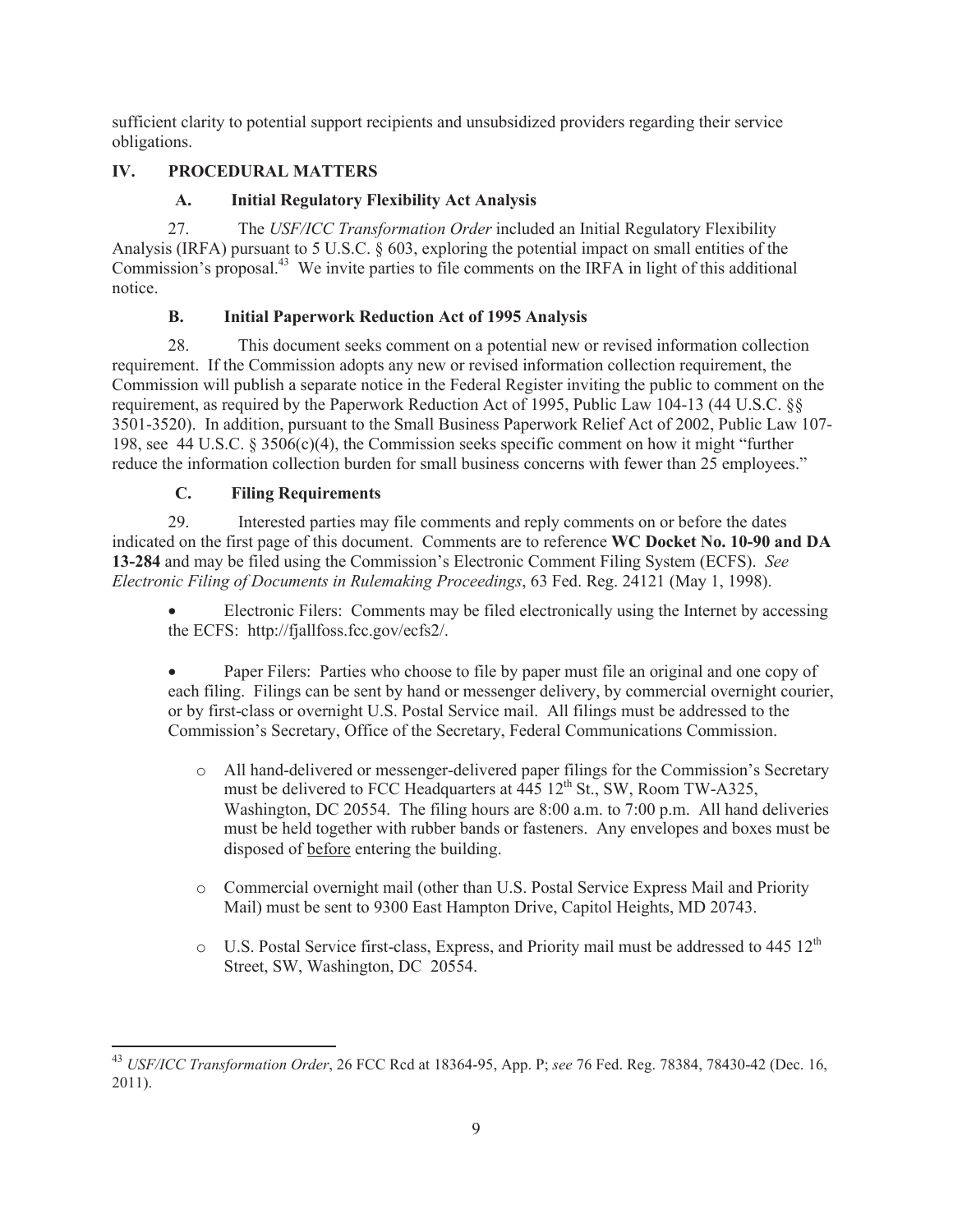sufficient clarity to potential support recipients and unsubsidized providers regarding their service obligations.

## IV. PROCEDURAL MATTERS

### A. Initial Regulatory Flexibility Act Analysis

27. The *USF/ICC Transformation Order* included an Initial Regulatory Flexibility Analysis (IRFA) pursuant to 5 U.S.C. § 603, exploring the potential impact on small entities of the Commission's proposal.[43] We invite parties to file comments on the IRFA in light of this additional notice.

### B. Initial Paperwork Reduction Act of 1995 Analysis

28. This document seeks comment on a potential new or revised information collection requirement. If the Commission adopts any new or revised information collection requirement, the Commission will publish a separate notice in the Federal Register inviting the public to comment on the requirement, as required by the Paperwork Reduction Act of 1995, Public Law 104-13 (44 U.S.C. §§ 3501-3520). In addition, pursuant to the Small Business Paperwork Relief Act of 2002, Public Law 107-198, see 44 U.S.C. § 3506(c)(4), the Commission seeks specific comment on how it might "further reduce the information collection burden for small business concerns with fewer than 25 employees."

### C. Filing Requirements

29. Interested parties may file comments and reply comments on or before the dates indicated on the first page of this document. Comments are to reference **WC Docket No. 10-90 and DA 13-284** and may be filed using the Commission's Electronic Comment Filing System (ECFS). *See Electronic Filing of Documents in Rulemaking Proceedings*, 63 Fed. Reg. 24121 (May 1, 1998).

- Electronic Filers: Comments may be filed electronically using the Internet by accessing the ECFS: http://fjallfoss.fcc.gov/ecfs2/.

- Paper Filers: Parties who choose to file by paper must file an original and one copy of each filing. Filings can be sent by hand or messenger delivery, by commercial overnight courier, or by first-class or overnight U.S. Postal Service mail. All filings must be addressed to the Commission's Secretary, Office of the Secretary, Federal Communications Commission.

  - All hand-delivered or messenger-delivered paper filings for the Commission's Secretary must be delivered to FCC Headquarters at 445 12th St., SW, Room TW-A325, Washington, DC 20554. The filing hours are 8:00 a.m. to 7:00 p.m. All hand deliveries must be held together with rubber bands or fasteners. Any envelopes and boxes must be disposed of before entering the building.

  - Commercial overnight mail (other than U.S. Postal Service Express Mail and Priority Mail) must be sent to 9300 East Hampton Drive, Capitol Heights, MD 20743.

  - U.S. Postal Service first-class, Express, and Priority mail must be addressed to 445 12th Street, SW, Washington, DC 20554.

---

[43] *USF/ICC Transformation Order*, 26 FCC Rcd at 18364-95, App. P; *see* 76 Fed. Reg. 78384, 78430-42 (Dec. 16, 2011).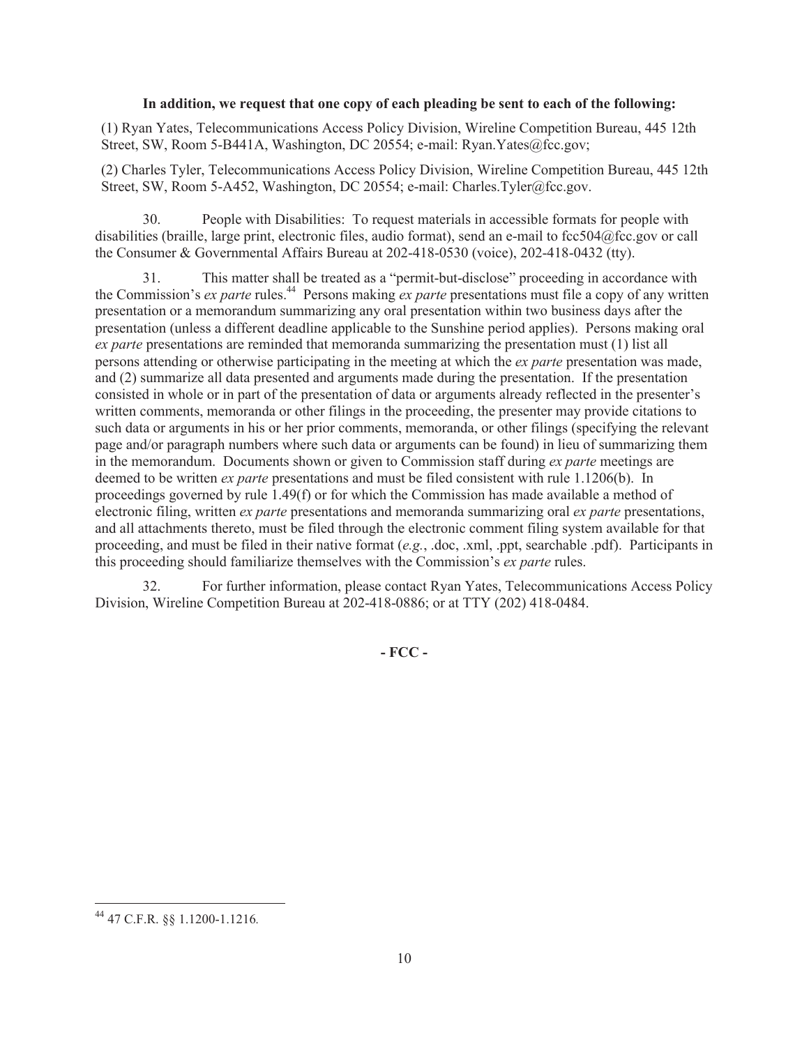**In addition, we request that one copy of each pleading be sent to each of the following:**

(1) Ryan Yates, Telecommunications Access Policy Division, Wireline Competition Bureau, 445 12th Street, SW, Room 5-B441A, Washington, DC 20554; e-mail: Ryan.Yates@fcc.gov;

(2) Charles Tyler, Telecommunications Access Policy Division, Wireline Competition Bureau, 445 12th Street, SW, Room 5-A452, Washington, DC 20554; e-mail: Charles.Tyler@fcc.gov.

30. People with Disabilities: To request materials in accessible formats for people with disabilities (braille, large print, electronic files, audio format), send an e-mail to fcc504@fcc.gov or call the Consumer & Governmental Affairs Bureau at 202-418-0530 (voice), 202-418-0432 (tty).

31. This matter shall be treated as a "permit-but-disclose" proceeding in accordance with the Commission's *ex parte* rules.[44] Persons making *ex parte* presentations must file a copy of any written presentation or a memorandum summarizing any oral presentation within two business days after the presentation (unless a different deadline applicable to the Sunshine period applies). Persons making oral *ex parte* presentations are reminded that memoranda summarizing the presentation must (1) list all persons attending or otherwise participating in the meeting at which the *ex parte* presentation was made, and (2) summarize all data presented and arguments made during the presentation. If the presentation consisted in whole or in part of the presentation of data or arguments already reflected in the presenter's written comments, memoranda or other filings in the proceeding, the presenter may provide citations to such data or arguments in his or her prior comments, memoranda, or other filings (specifying the relevant page and/or paragraph numbers where such data or arguments can be found) in lieu of summarizing them in the memorandum. Documents shown or given to Commission staff during *ex parte* meetings are deemed to be written *ex parte* presentations and must be filed consistent with rule 1.1206(b). In proceedings governed by rule 1.49(f) or for which the Commission has made available a method of electronic filing, written *ex parte* presentations and memoranda summarizing oral *ex parte* presentations, and all attachments thereto, must be filed through the electronic comment filing system available for that proceeding, and must be filed in their native format (*e.g.*, .doc, .xml, .ppt, searchable .pdf). Participants in this proceeding should familiarize themselves with the Commission's *ex parte* rules.

32. For further information, please contact Ryan Yates, Telecommunications Access Policy Division, Wireline Competition Bureau at 202-418-0886; or at TTY (202) 418-0484.

**- FCC -**

---

[44] 47 C.F.R. §§ 1.1200-1.1216.